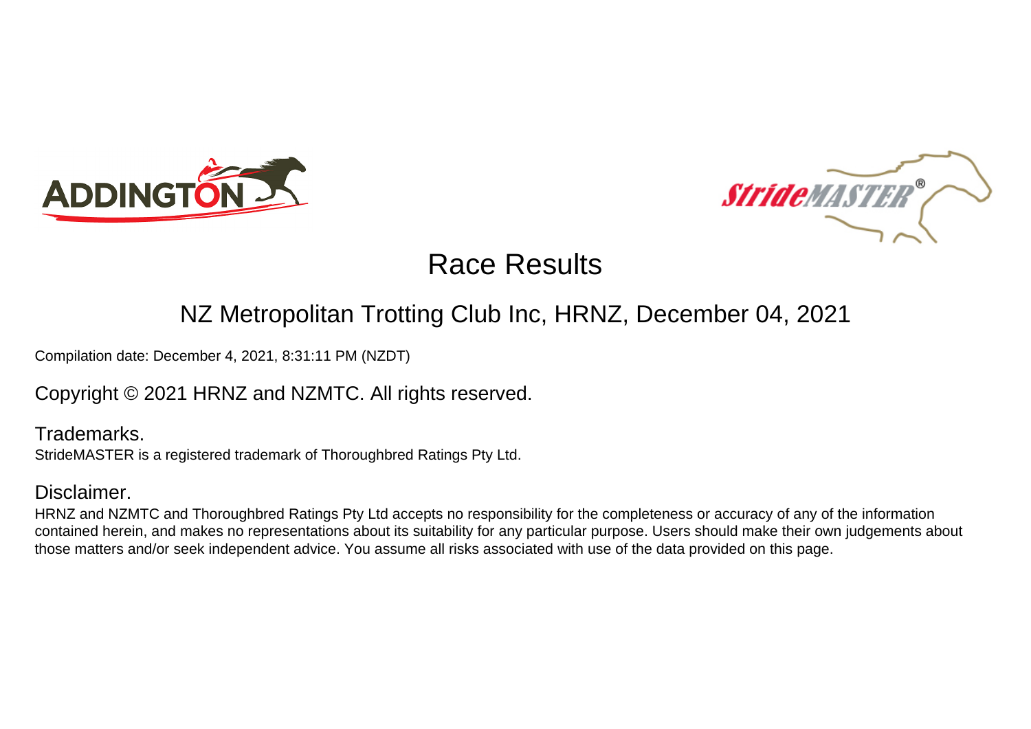# Race Results

## NZ Metropolitan Trotting Club Inc, HRNZ, December 04, 2021

Compilation date: December 4, 2021, 8:31:11 PM (NZDT)

Copyright © 2021 HRNZ and NZMTC. All rights reserved.

### Trademarks.

StrideMASTER is a registered trademark of Thoroughbred Ratings Pty Ltd.

### Disclaimer.

HRNZ and NZMTC and Thoroughbred Ratings Pty Ltd accepts no responsibility for the completeness or accuracy of any of the information contained herein, and makes no representations about its suitability for any particular purpose. Users should make their own judgements about those matters and/or seek independent advice. You assume all risks associated with use of the data provided on this page.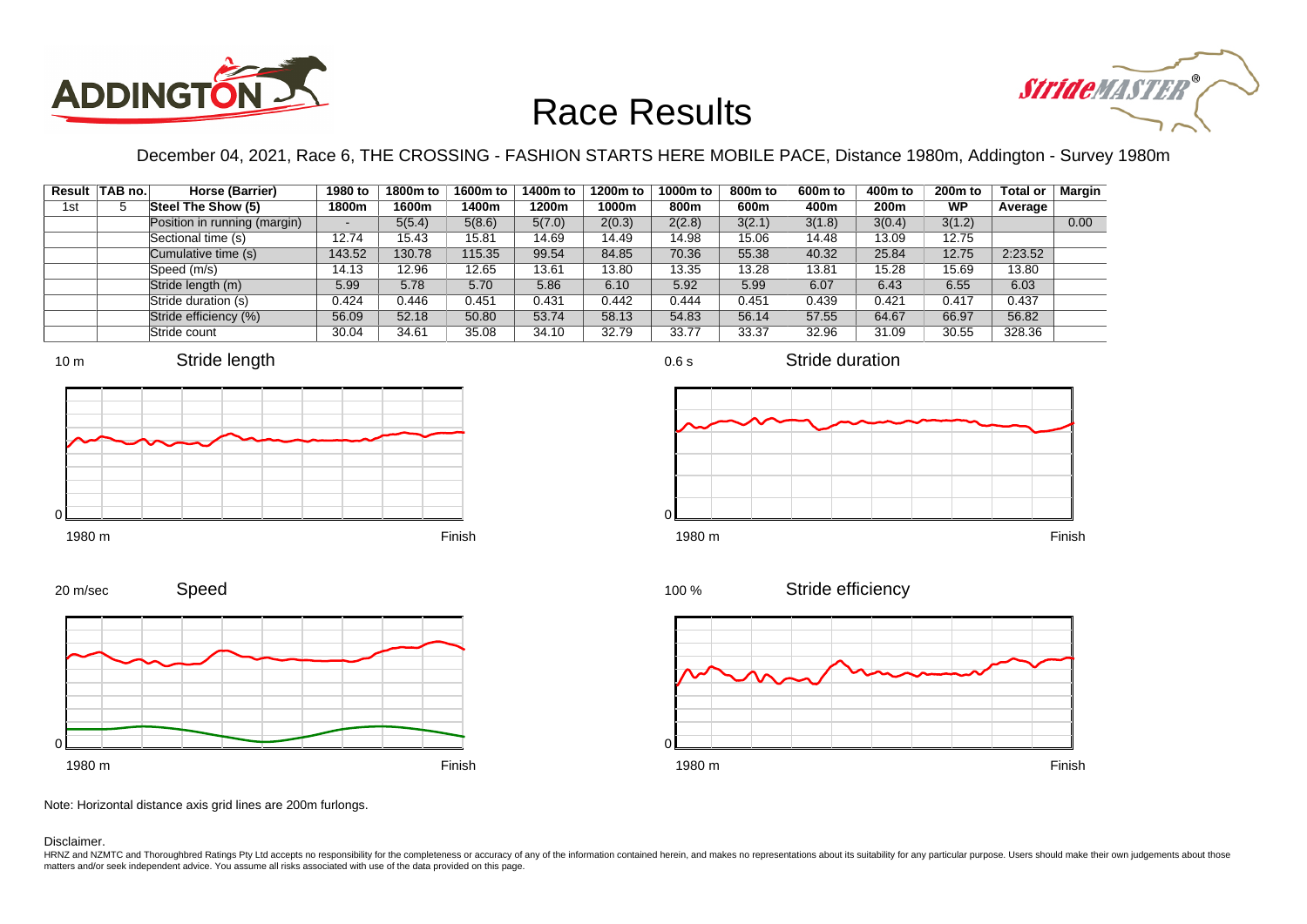# Race Results

December 04, 2021, Race 6, THE CROSSING - FASHION STARTS HERE MOBILE PACE, Distance 1980m, Addington - Survey 1980m

| Result | TAB no. | Horse (Barrier) | 1980 to 1800m | 1800m to 1600m | 1600m to 1400m | 1400m to 1200m | 1200m to 1000m | 1000m to 800m | 800m to 600m | 600m to 400m | 400m to 200m | 200m to WP | Total or Average | Margin |
|---|---|---|---|---|---|---|---|---|---|---|---|---|---|---|
| 1st | 5 | Steel The Show (5) | | | | | | | | | | | | |
| | | Position in running (margin) | - | 5(5.4) | 5(8.6) | 5(7.0) | 2(0.3) | 2(2.8) | 3(2.1) | 3(1.8) | 3(0.4) | 3(1.2) | | 0.00 |
| | | Sectional time (s) | 12.74 | 15.43 | 15.81 | 14.69 | 14.49 | 14.98 | 15.06 | 14.48 | 13.09 | 12.75 | | |
| | | Cumulative time (s) | 143.52 | 130.78 | 115.35 | 99.54 | 84.85 | 70.36 | 55.38 | 40.32 | 25.84 | 12.75 | 2:23.52 | |
| | | Speed (m/s) | 14.13 | 12.96 | 12.65 | 13.61 | 13.80 | 13.35 | 13.28 | 13.81 | 15.28 | 15.69 | 13.80 | |
| | | Stride length (m) | 5.99 | 5.78 | 5.70 | 5.86 | 6.10 | 5.92 | 5.99 | 6.07 | 6.43 | 6.55 | 6.03 | |
| | | Stride duration (s) | 0.424 | 0.446 | 0.451 | 0.431 | 0.442 | 0.444 | 0.451 | 0.439 | 0.421 | 0.417 | 0.437 | |
| | | Stride efficiency (%) | 56.09 | 52.18 | 50.80 | 53.74 | 58.13 | 54.83 | 56.14 | 57.55 | 64.67 | 66.97 | 56.82 | |
| | | Stride count | 30.04 | 34.61 | 35.08 | 34.10 | 32.79 | 33.77 | 33.37 | 32.96 | 31.09 | 30.55 | 328.36 | |

Note: Horizontal distance axis grid lines are 200m furlongs.

Disclaimer.

HRNZ and NZMTC and Thoroughbred Ratings Pty Ltd accepts no responsibility for the completeness or accuracy of any of the information contained herein, and makes no representations about its suitability for any particular purpose. Users should make their own judgements about those matters and/or seek independent advice. You assume all risks associated with use of the data provided on this page.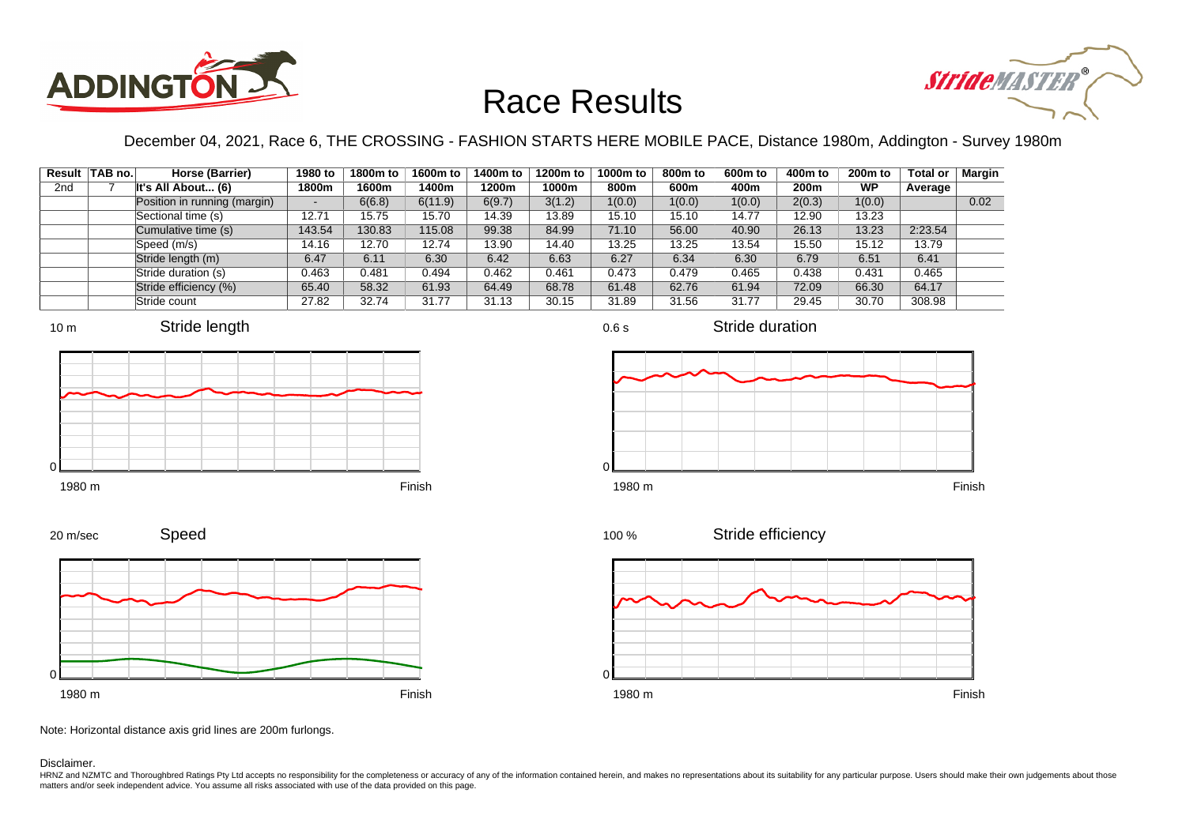# Race Results

December 04, 2021, Race 6, THE CROSSING - FASHION STARTS HERE MOBILE PACE, Distance 1980m, Addington - Survey 1980m

| Result | TAB no. | Horse (Barrier) | 1980 to 1800m | 1800m to 1600m | 1600m to 1400m | 1400m to 1200m | 1200m to 1000m | 1000m to 800m | 800m to 600m | 600m to 400m | 400m to 200m | 200m to WP | Total or Average | Margin |
|---|---|---|---|---|---|---|---|---|---|---|---|---|---|---|
| 2nd | 7 | It's All About... (6) | | | | | | | | | | | | |
| | | Position in running (margin) | - | 6(6.8) | 6(11.9) | 6(9.7) | 3(1.2) | 1(0.0) | 1(0.0) | 1(0.0) | 2(0.3) | 1(0.0) | | 0.02 |
| | | Sectional time (s) | 12.71 | 15.75 | 15.70 | 14.39 | 13.89 | 15.10 | 15.10 | 14.77 | 12.90 | 13.23 | | |
| | | Cumulative time (s) | 143.54 | 130.83 | 115.08 | 99.38 | 84.99 | 71.10 | 56.00 | 40.90 | 26.13 | 13.23 | 2:23.54 | |
| | | Speed (m/s) | 14.16 | 12.70 | 12.74 | 13.90 | 14.40 | 13.25 | 13.25 | 13.54 | 15.50 | 15.12 | 13.79 | |
| | | Stride length (m) | 6.47 | 6.11 | 6.30 | 6.42 | 6.63 | 6.27 | 6.34 | 6.30 | 6.79 | 6.51 | 6.41 | |
| | | Stride duration (s) | 0.463 | 0.481 | 0.494 | 0.462 | 0.461 | 0.473 | 0.479 | 0.465 | 0.438 | 0.431 | 0.465 | |
| | | Stride efficiency (%) | 65.40 | 58.32 | 61.93 | 64.49 | 68.78 | 61.48 | 62.76 | 61.94 | 72.09 | 66.30 | 64.17 | |
| | | Stride count | 27.82 | 32.74 | 31.77 | 31.13 | 30.15 | 31.89 | 31.56 | 31.77 | 29.45 | 30.70 | 308.98 | |

Note: Horizontal distance axis grid lines are 200m furlongs.

Disclaimer.

HRNZ and NZMTC and Thoroughbred Ratings Pty Ltd accepts no responsibility for the completeness or accuracy of any of the information contained herein, and makes no representations about its suitability for any particular purpose. Users should make their own judgements about those matters and/or seek independent advice. You assume all risks associated with use of the data provided on this page.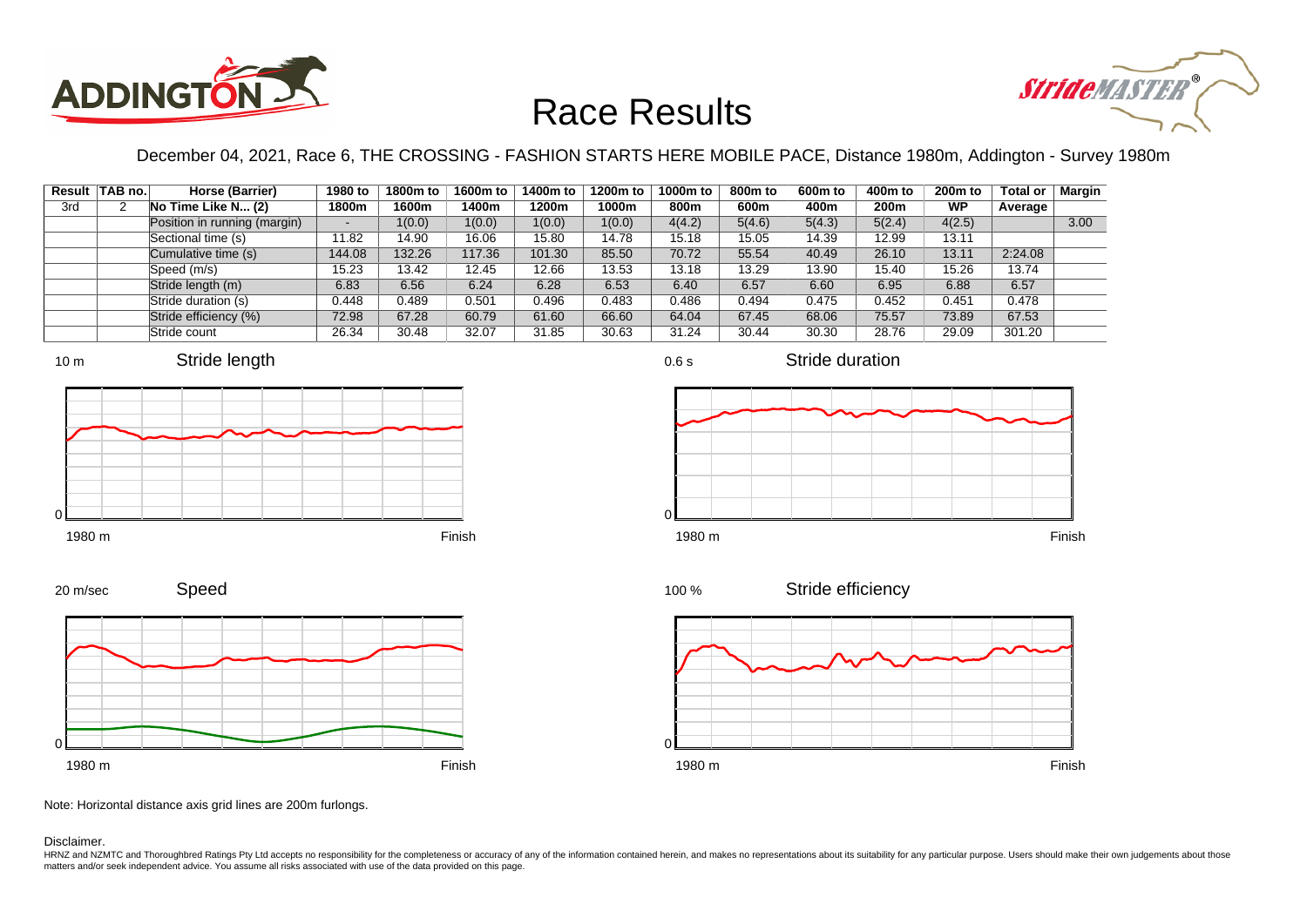# Race Results

December 04, 2021, Race 6, THE CROSSING - FASHION STARTS HERE MOBILE PACE, Distance 1980m, Addington - Survey 1980m

| Result | TAB no. | Horse (Barrier) | 1980 to 1800m | 1800m to 1600m | 1600m to 1400m | 1400m to 1200m | 1200m to 1000m | 1000m to 800m | 800m to 600m | 600m to 400m | 400m to 200m | 200m to WP | Total or Average | Margin |
|---|---|---|---|---|---|---|---|---|---|---|---|---|---|---|
| 3rd | 2 | No Time Like N... (2) | | | | | | | | | | | | |
| | | Position in running (margin) | - | 1(0.0) | 1(0.0) | 1(0.0) | 1(0.0) | 4(4.2) | 5(4.6) | 5(4.3) | 5(2.4) | 4(2.5) | | 3.00 |
| | | Sectional time (s) | 11.82 | 14.90 | 16.06 | 15.80 | 14.78 | 15.18 | 15.05 | 14.39 | 12.99 | 13.11 | | |
| | | Cumulative time (s) | 144.08 | 132.26 | 117.36 | 101.30 | 85.50 | 70.72 | 55.54 | 40.49 | 26.10 | 13.11 | 2:24.08 | |
| | | Speed (m/s) | 15.23 | 13.42 | 12.45 | 12.66 | 13.53 | 13.18 | 13.29 | 13.90 | 15.40 | 15.26 | 13.74 | |
| | | Stride length (m) | 6.83 | 6.56 | 6.24 | 6.28 | 6.53 | 6.40 | 6.57 | 6.60 | 6.95 | 6.88 | 6.57 | |
| | | Stride duration (s) | 0.448 | 0.489 | 0.501 | 0.496 | 0.483 | 0.486 | 0.494 | 0.475 | 0.452 | 0.451 | 0.478 | |
| | | Stride efficiency (%) | 72.98 | 67.28 | 60.79 | 61.60 | 66.60 | 64.04 | 67.45 | 68.06 | 75.57 | 73.89 | 67.53 | |
| | | Stride count | 26.34 | 30.48 | 32.07 | 31.85 | 30.63 | 31.24 | 30.44 | 30.30 | 28.76 | 29.09 | 301.20 | |

Stride length (10 m; 1980 m – Finish)

Stride duration (0.6 s; 1980 m – Finish)

Speed (20 m/sec; 1980 m – Finish)

Stride efficiency (100 %; 1980 m – Finish)

Note: Horizontal distance axis grid lines are 200m furlongs.

Disclaimer.

HRNZ and NZMTC and Thoroughbred Ratings Pty Ltd accepts no responsibility for the completeness or accuracy of any of the information contained herein, and makes no representations about its suitability for any particular purpose. Users should make their own judgements about those matters and/or seek independent advice. You assume all risks associated with use of the data provided on this page.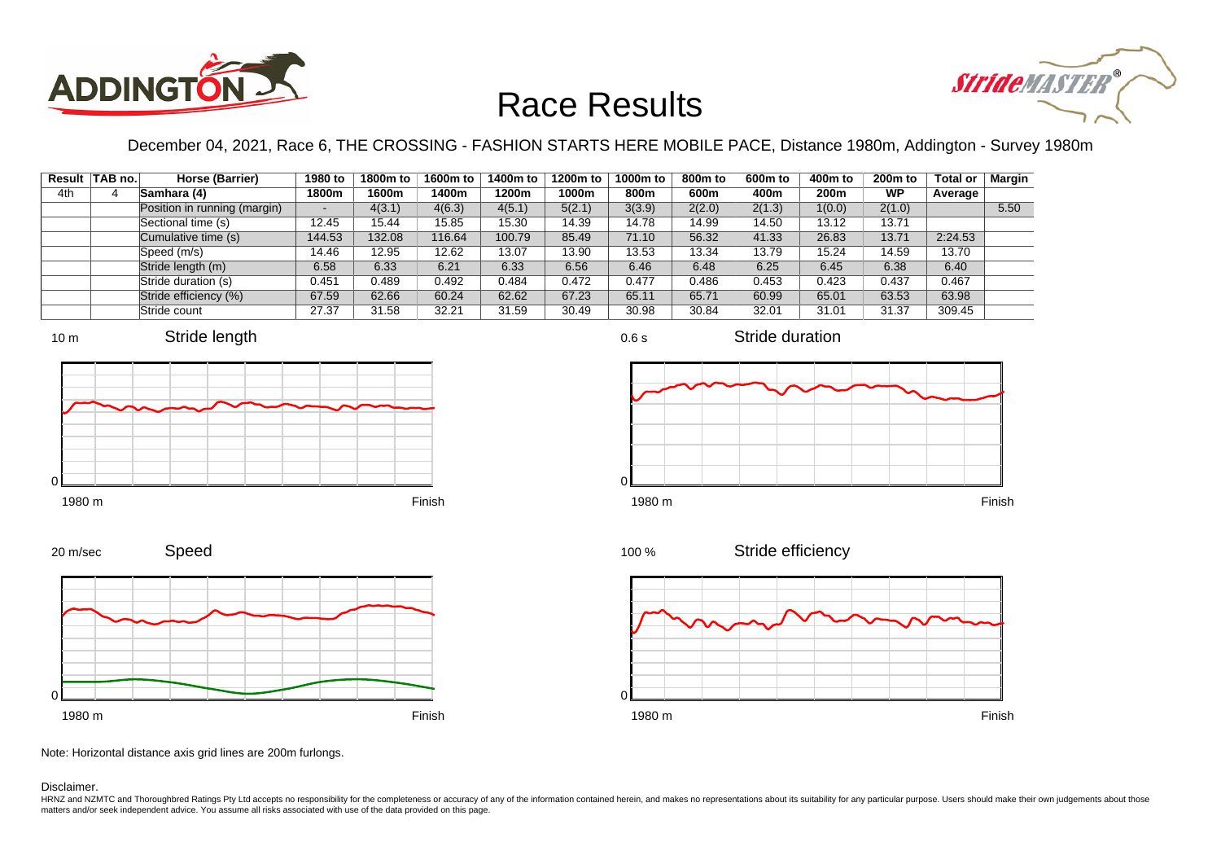# Race Results

December 04, 2021, Race 6, THE CROSSING - FASHION STARTS HERE MOBILE PACE, Distance 1980m, Addington - Survey 1980m

| Result | TAB no. | Horse (Barrier) | 1980 to 1800m | 1800m to 1600m | 1600m to 1400m | 1400m to 1200m | 1200m to 1000m | 1000m to 800m | 800m to 600m | 600m to 400m | 400m to 200m | 200m to WP | Total or Average | Margin |
|---|---|---|---|---|---|---|---|---|---|---|---|---|---|---|
| 4th | 4 | Samhara (4) | | | | | | | | | | | | |
| | | Position in running (margin) | - | 4(3.1) | 4(6.3) | 4(5.1) | 5(2.1) | 3(3.9) | 2(2.0) | 2(1.3) | 1(0.0) | 2(1.0) | | 5.50 |
| | | Sectional time (s) | 12.45 | 15.44 | 15.85 | 15.30 | 14.39 | 14.78 | 14.99 | 14.50 | 13.12 | 13.71 | | |
| | | Cumulative time (s) | 144.53 | 132.08 | 116.64 | 100.79 | 85.49 | 71.10 | 56.32 | 41.33 | 26.83 | 13.71 | 2:24.53 | |
| | | Speed (m/s) | 14.46 | 12.95 | 12.62 | 13.07 | 13.90 | 13.53 | 13.34 | 13.79 | 15.24 | 14.59 | 13.70 | |
| | | Stride length (m) | 6.58 | 6.33 | 6.21 | 6.33 | 6.56 | 6.46 | 6.48 | 6.25 | 6.45 | 6.38 | 6.40 | |
| | | Stride duration (s) | 0.451 | 0.489 | 0.492 | 0.484 | 0.472 | 0.477 | 0.486 | 0.453 | 0.423 | 0.437 | 0.467 | |
| | | Stride efficiency (%) | 67.59 | 62.66 | 60.24 | 62.62 | 67.23 | 65.11 | 65.71 | 60.99 | 65.01 | 63.53 | 63.98 | |
| | | Stride count | 27.37 | 31.58 | 32.21 | 31.59 | 30.49 | 30.98 | 30.84 | 32.01 | 31.01 | 31.37 | 309.45 | |

Stride length (10 m scale, 1980 m to Finish)

Stride duration (0.6 s scale, 1980 m to Finish)

Speed (20 m/sec scale, 1980 m to Finish)

Stride efficiency (100 % scale, 1980 m to Finish)

Note: Horizontal distance axis grid lines are 200m furlongs.

Disclaimer.

HRNZ and NZMTC and Thoroughbred Ratings Pty Ltd accepts no responsibility for the completeness or accuracy of any of the information contained herein, and makes no representations about its suitability for any particular purpose. Users should make their own judgements about those matters and/or seek independent advice. You assume all risks associated with use of the data provided on this page.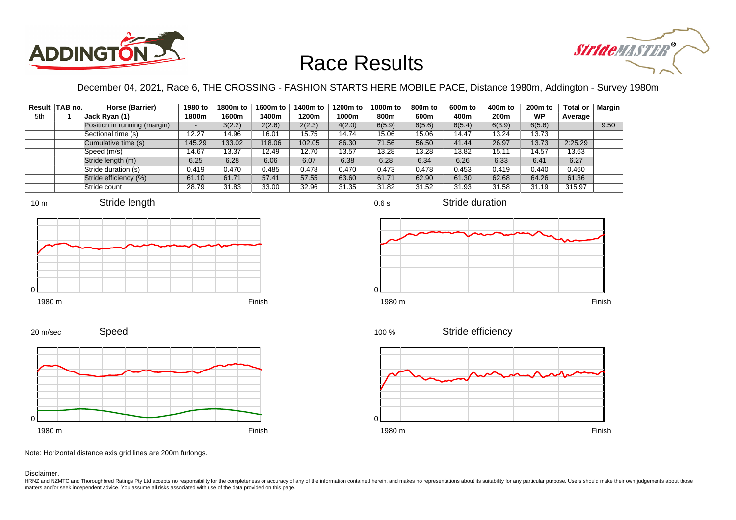# Race Results

December 04, 2021, Race 6, THE CROSSING - FASHION STARTS HERE MOBILE PACE, Distance 1980m, Addington - Survey 1980m

| Result | TAB no. | Horse (Barrier) | 1980 to 1800m | 1800m to 1600m | 1600m to 1400m | 1400m to 1200m | 1200m to 1000m | 1000m to 800m | 800m to 600m | 600m to 400m | 400m to 200m | 200m to WP | Total or Average | Margin |
|---|---|---|---|---|---|---|---|---|---|---|---|---|---|---|
| 5th | 1 | Jack Ryan (1) | | | | | | | | | | | | |
| | | Position in running (margin) | - | 3(2.2) | 2(2.6) | 2(2.3) | 4(2.0) | 6(5.9) | 6(5.6) | 6(5.4) | 6(3.9) | 6(5.6) | | 9.50 |
| | | Sectional time (s) | 12.27 | 14.96 | 16.01 | 15.75 | 14.74 | 15.06 | 15.06 | 14.47 | 13.24 | 13.73 | | |
| | | Cumulative time (s) | 145.29 | 133.02 | 118.06 | 102.05 | 86.30 | 71.56 | 56.50 | 41.44 | 26.97 | 13.73 | 2:25.29 | |
| | | Speed (m/s) | 14.67 | 13.37 | 12.49 | 12.70 | 13.57 | 13.28 | 13.28 | 13.82 | 15.11 | 14.57 | 13.63 | |
| | | Stride length (m) | 6.25 | 6.28 | 6.06 | 6.07 | 6.38 | 6.28 | 6.34 | 6.26 | 6.33 | 6.41 | 6.27 | |
| | | Stride duration (s) | 0.419 | 0.470 | 0.485 | 0.478 | 0.470 | 0.473 | 0.478 | 0.453 | 0.419 | 0.440 | 0.460 | |
| | | Stride efficiency (%) | 61.10 | 61.71 | 57.41 | 57.55 | 63.60 | 61.71 | 62.90 | 61.30 | 62.68 | 64.26 | 61.36 | |
| | | Stride count | 28.79 | 31.83 | 33.00 | 32.96 | 31.35 | 31.82 | 31.52 | 31.93 | 31.58 | 31.19 | 315.97 | |

Stride length (10 m; 1980 m to Finish)

Stride duration (0.6 s; 1980 m to Finish)

Speed (20 m/sec; 1980 m to Finish)

Stride efficiency (100 %; 1980 m to Finish)

Note: Horizontal distance axis grid lines are 200m furlongs.

Disclaimer.

HRNZ and NZMTC and Thoroughbred Ratings Pty Ltd accepts no responsibility for the completeness or accuracy of any of the information contained herein, and makes no representations about its suitability for any particular purpose. Users should make their own judgements about those matters and/or seek independent advice. You assume all risks associated with use of the data provided on this page.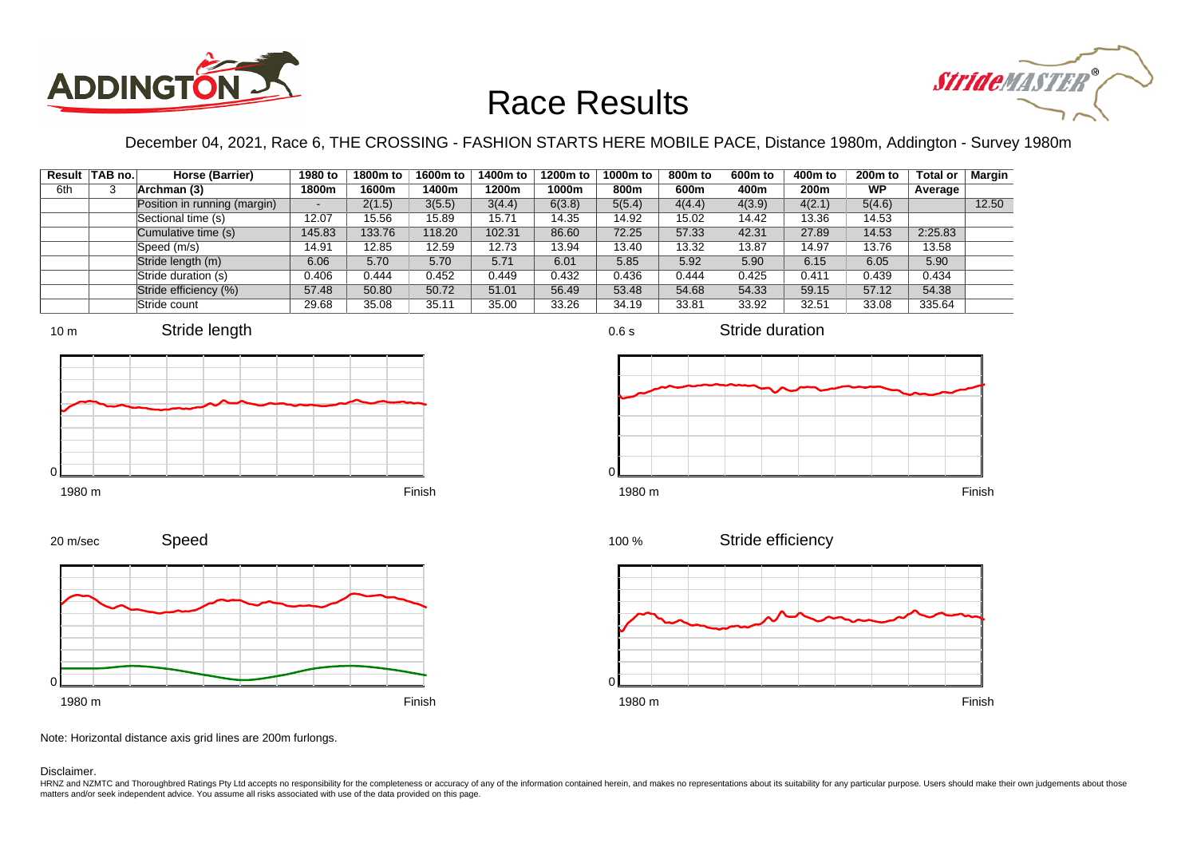# Race Results

December 04, 2021, Race 6, THE CROSSING - FASHION STARTS HERE MOBILE PACE, Distance 1980m, Addington - Survey 1980m

| Result | TAB no. | Horse (Barrier) | 1980 to 1800m | 1800m to 1600m | 1600m to 1400m | 1400m to 1200m | 1200m to 1000m | 1000m to 800m | 800m to 600m | 600m to 400m | 400m to 200m | 200m to WP | Total or Average | Margin |
|---|---|---|---|---|---|---|---|---|---|---|---|---|---|---|
| 6th | 3 | Archman (3) | | | | | | | | | | | | |
| | | Position in running (margin) | - | 2(1.5) | 3(5.5) | 3(4.4) | 6(3.8) | 5(5.4) | 4(4.4) | 4(3.9) | 4(2.1) | 5(4.6) | | 12.50 |
| | | Sectional time (s) | 12.07 | 15.56 | 15.89 | 15.71 | 14.35 | 14.92 | 15.02 | 14.42 | 13.36 | 14.53 | | |
| | | Cumulative time (s) | 145.83 | 133.76 | 118.20 | 102.31 | 86.60 | 72.25 | 57.33 | 42.31 | 27.89 | 14.53 | 2:25.83 | |
| | | Speed (m/s) | 14.91 | 12.85 | 12.59 | 12.73 | 13.94 | 13.40 | 13.32 | 13.87 | 14.97 | 13.76 | 13.58 | |
| | | Stride length (m) | 6.06 | 5.70 | 5.70 | 5.71 | 6.01 | 5.85 | 5.92 | 5.90 | 6.15 | 6.05 | 5.90 | |
| | | Stride duration (s) | 0.406 | 0.444 | 0.452 | 0.449 | 0.432 | 0.436 | 0.444 | 0.425 | 0.411 | 0.439 | 0.434 | |
| | | Stride efficiency (%) | 57.48 | 50.80 | 50.72 | 51.01 | 56.49 | 53.48 | 54.68 | 54.33 | 59.15 | 57.12 | 54.38 | |
| | | Stride count | 29.68 | 35.08 | 35.11 | 35.00 | 33.26 | 34.19 | 33.81 | 33.92 | 32.51 | 33.08 | 335.64 | |

10 m

Stride length

0

1980 m

Finish

0.6 s

Stride duration

0

1980 m

Finish

20 m/sec

Speed

0

1980 m

Finish

100 %

Stride efficiency

0

1980 m

Finish

Note: Horizontal distance axis grid lines are 200m furlongs.

Disclaimer.

HRNZ and NZMTC and Thoroughbred Ratings Pty Ltd accepts no responsibility for the completeness or accuracy of any of the information contained herein, and makes no representations about its suitability for any particular purpose. Users should make their own judgements about those matters and/or seek independent advice. You assume all risks associated with use of the data provided on this page.